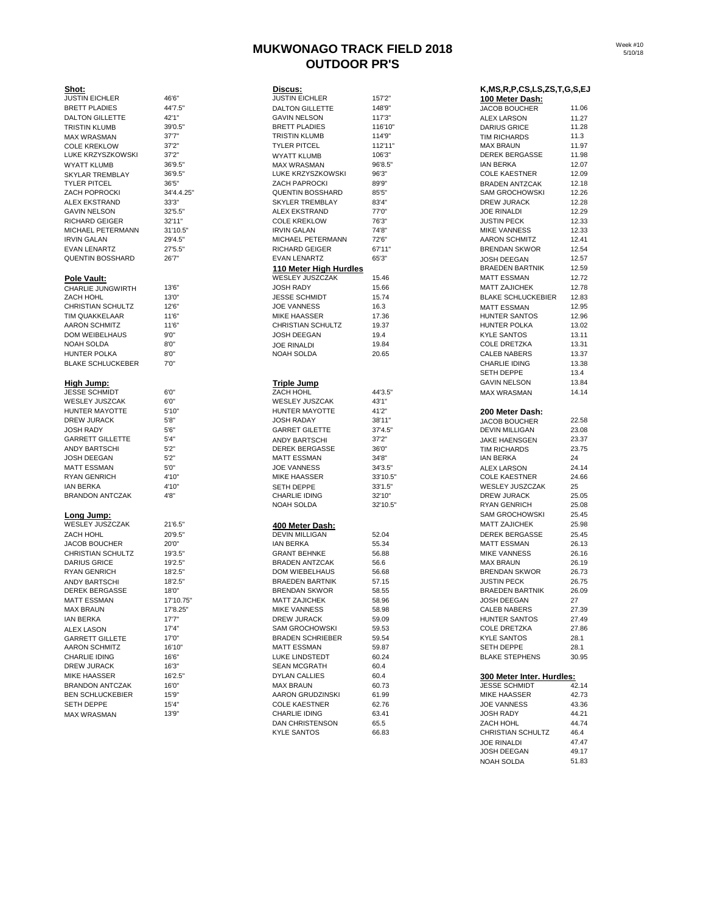# MUKWONAGO TRACK FIELD 2018
## OUTDOOR PR'S

Week #10
5/10/18

### Shot:

| | |
|---|---|
| JUSTIN EICHLER | 46'6" |
| BRETT PLADIES | 44'7.5" |
| DALTON GILLETTE | 42'1" |
| TRISTIN KLUMB | 39'0.5" |
| MAX WRASMAN | 37'7" |
| COLE KREKLOW | 37'2" |
| LUKE KRZYSZKOWSKI | 37'2" |
| WYATT KLUMB | 36'9.5" |
| SKYLAR TREMBLAY | 36'9.5" |
| TYLER PITCEL | 36'5" |
| ZACH POPROCKI | 34'4.4.25" |
| ALEX EKSTRAND | 33'3" |
| GAVIN NELSON | 32'5.5" |
| RICHARD GEIGER | 32'11" |
| MICHAEL PETERMANN | 31'10.5" |
| IRVIN GALAN | 29'4.5" |
| EVAN LENARTZ | 27'5.5" |
| QUENTIN BOSSHARD | 26'7" |

### Pole Vault:

| | |
|---|---|
| CHARLIE JUNGWIRTH | 13'6" |
| ZACH HOHL | 13'0" |
| CHRISTIAN SCHULTZ | 12'6" |
| TIM QUAKKELAAR | 11'6" |
| AARON SCHMITZ | 11'6" |
| DOM WEIBELHAUS | 9'0" |
| NOAH SOLDA | 8'0" |
| HUNTER POLKA | 8'0" |
| BLAKE SCHLUCKEBER | 7'0" |

### High Jump:

| | |
|---|---|
| JESSE SCHMIDT | 6'0" |
| WESLEY JUSZCZAK | 6'0" |
| HUNTER MAYOTTE | 5'10" |
| DREW JURACK | 5'8" |
| JOSH RADY | 5'6" |
| GARRETT GILLETTE | 5'4" |
| ANDY BARTSCHI | 5'2" |
| JOSH DEEGAN | 5'2" |
| MATT ESSMAN | 5'0" |
| RYAN GENRICH | 4'10" |
| IAN BERKA | 4'10" |
| BRANDON ANTCZAK | 4'8" |

### Long Jump:

| | |
|---|---|
| WESLEY JUSZCZAK | 21'6.5" |
| ZACH HOHL | 20'9.5" |
| JACOB BOUCHER | 20'0" |
| CHRISTIAN SCHULTZ | 19'3.5" |
| DARIUS GRICE | 19'2.5" |
| RYAN GENRICH | 18'2.5" |
| ANDY BARTSCHI | 18'2.5" |
| DEREK BERGASSE | 18'0" |
| MATT ESSMAN | 17'10.75" |
| MAX BRAUN | 17'8.25" |
| IAN BERKA | 17'7" |
| ALEX LASON | 17'4" |
| GARRETT GILLETE | 17'0" |
| AARON SCHMITZ | 16'10" |
| CHARLIE IDING | 16'6" |
| DREW JURACK | 16'3" |
| MIKE HAASSER | 16'2.5" |
| BRANDON ANTCZAK | 16'0" |
| BEN SCHLUCKEBIER | 15'9" |
| SETH DEPPE | 15'4" |
| MAX WRASMAN | 13'9" |

### Discus:

| | |
|---|---|
| JUSTIN EICHLER | 157'2" |
| DALTON GILLETTE | 148'9" |
| GAVIN NELSON | 117'3" |
| BRETT PLADIES | 116'10" |
| TRISTIN KLUMB | 114'9" |
| TYLER PITCEL | 112'11" |
| WYATT KLUMB | 106'3" |
| MAX WRASMAN | 96'8.5" |
| LUKE KRZYSZKOWSKI | 96'3" |
| ZACH PAPROCKI | 89'9" |
| QUENTIN BOSSHARD | 85'5" |
| SKYLER TREMBLAY | 83'4" |
| ALEX EKSTRAND | 77'0" |
| COLE KREKLOW | 76'3" |
| IRVIN GALAN | 74'8" |
| MICHAEL PETERMANN | 72'6" |
| RICHARD GEIGER | 67'11" |
| EVAN LENARTZ | 65'3" |

### 110 Meter High Hurdles

| | |
|---|---|
| WESLEY JUSZCZAK | 15.46 |
| JOSH RADY | 15.66 |
| JESSE SCHMIDT | 15.74 |
| JOE VANNESS | 16.3 |
| MIKE HAASSER | 17.36 |
| CHRISTIAN SCHULTZ | 19.37 |
| JOSH DEEGAN | 19.4 |
| JOE RINALDI | 19.84 |
| NOAH SOLDA | 20.65 |

### Triple Jump

| | |
|---|---|
| ZACH HOHL | 44'3.5" |
| WESLEY JUSZCZAK | 43'1" |
| HUNTER MAYOTTE | 41'2" |
| JOSH RADAY | 38'11" |
| GARRET GILETTE | 37'4.5" |
| ANDY BARTSCHI | 37'2" |
| DEREK BERGASSE | 36'0" |
| MATT ESSMAN | 34'8" |
| JOE VANNESS | 34'3.5" |
| MIKE HAASSER | 33'10.5" |
| SETH DEPPE | 33'1.5" |
| CHARLIE IDING | 32'10" |
| NOAH SOLDA | 32'10.5" |

### 400 Meter Dash:

| | |
|---|---|
| DEVIN MILLIGAN | 52.04 |
| IAN BERKA | 55.34 |
| GRANT BEHNKE | 56.88 |
| BRADEN ANTZCAK | 56.6 |
| DOM WIEBELHAUS | 56.68 |
| BRAEDEN BARTNIK | 57.15 |
| BRENDAN SKWOR | 58.55 |
| MATT ZAJICHEK | 58.96 |
| MIKE VANNESS | 58.98 |
| DREW JURACK | 59.09 |
| SAM GROCHOWSKI | 59.53 |
| BRADEN SCHRIEBER | 59.54 |
| MATT ESSMAN | 59.87 |
| LUKE LINDSTEDT | 60.24 |
| SEAN MCGRATH | 60.4 |
| DYLAN CALLIES | 60.4 |
| MAX BRAUN | 60.73 |
| AARON GRUDZINSKI | 61.99 |
| COLE KAESTNER | 62.76 |
| CHARLIE IDING | 63.41 |
| DAN CHRISTENSON | 65.5 |
| KYLE SANTOS | 66.83 |

### K,MS,R,P,CS,LS,ZS,T,G,S,EJ

### 100 Meter Dash:

| | |
|---|---|
| JACOB BOUCHER | 11.06 |
| ALEX LARSON | 11.27 |
| DARIUS GRICE | 11.28 |
| TIM RICHARDS | 11.3 |
| MAX BRAUN | 11.97 |
| DEREK BERGASSE | 11.98 |
| IAN BERKA | 12.07 |
| COLE KAESTNER | 12.09 |
| BRADEN ANTZCAK | 12.18 |
| SAM GROCHOWSKI | 12.26 |
| DREW JURACK | 12.28 |
| JOE RINALDI | 12.29 |
| JUSTIN PECK | 12.33 |
| MIKE VANNESS | 12.33 |
| AARON SCHMITZ | 12.41 |
| BRENDAN SKWOR | 12.54 |
| JOSH DEEGAN | 12.57 |
| BRAEDEN BARTNIK | 12.59 |
| MATT ESSMAN | 12.72 |
| MATT ZAJICHEK | 12.78 |
| BLAKE SCHLUCKEBIER | 12.83 |
| MATT ESSMAN | 12.95 |
| HUNTER SANTOS | 12.96 |
| HUNTER POLKA | 13.02 |
| KYLE SANTOS | 13.11 |
| COLE DRETZKA | 13.31 |
| CALEB NABERS | 13.37 |
| CHARLIE IDING | 13.38 |
| SETH DEPPE | 13.4 |
| GAVIN NELSON | 13.84 |
| MAX WRASMAN | 14.14 |

### 200 Meter Dash:

| | |
|---|---|
| JACOB BOUCHER | 22.58 |
| DEVIN MILLIGAN | 23.08 |
| JAKE HAENSGEN | 23.37 |
| TIM RICHARDS | 23.75 |
| IAN BERKA | 24 |
| ALEX LARSON | 24.14 |
| COLE KAESTNER | 24.66 |
| WESLEY JUSZCZAK | 25 |
| DREW JURACK | 25.05 |
| RYAN GENRICH | 25.08 |
| SAM GROCHOWSKI | 25.45 |
| MATT ZAJICHEK | 25.98 |
| DEREK BERGASSE | 25.45 |
| MATT ESSMAN | 26.13 |
| MIKE VANNESS | 26.16 |
| MAX BRAUN | 26.19 |
| BRENDAN SKWOR | 26.73 |
| JUSTIN PECK | 26.75 |
| BRAEDEN BARTNIK | 26.09 |
| JOSH DEEGAN | 27 |
| CALEB NABERS | 27.39 |
| HUNTER SANTOS | 27.49 |
| COLE DRETZKA | 27.86 |
| KYLE SANTOS | 28.1 |
| SETH DEPPE | 28.1 |
| BLAKE STEPHENS | 30.95 |

### 300 Meter Inter. Hurdles:

| | |
|---|---|
| JESSE SCHMIDT | 42.14 |
| MIKE HAASSER | 42.73 |
| JOE VANNESS | 43.36 |
| JOSH RADY | 44.21 |
| ZACH HOHL | 44.74 |
| CHRISTIAN SCHULTZ | 46.4 |
| JOE RINALDI | 47.47 |
| JOSH DEEGAN | 49.17 |
| NOAH SOLDA | 51.83 |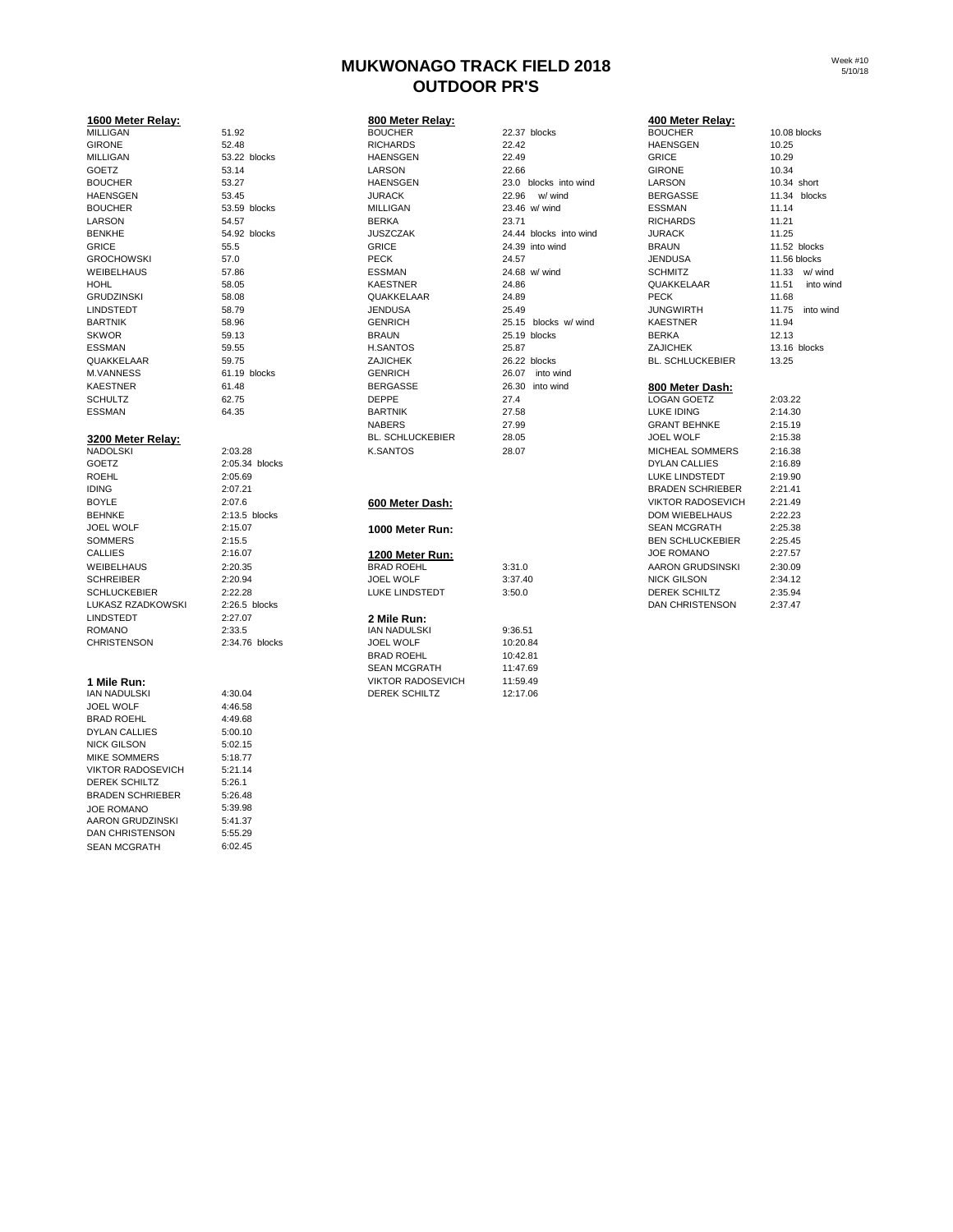# MUKWONAGO TRACK FIELD 2018
## OUTDOOR PR'S

Week #10
5/10/18

### 1600 Meter Relay:

| | |
|---|---|
| MILLIGAN | 51.92 |
| GIRONE | 52.48 |
| MILLIGAN | 53.22 blocks |
| GOETZ | 53.14 |
| BOUCHER | 53.27 |
| HAENSGEN | 53.45 |
| BOUCHER | 53.59 blocks |
| LARSON | 54.57 |
| BENKHE | 54.92 blocks |
| GRICE | 55.5 |
| GROCHOWSKI | 57.0 |
| WEIBELHAUS | 57.86 |
| HOHL | 58.05 |
| GRUDZINSKI | 58.08 |
| LINDSTEDT | 58.79 |
| BARTNIK | 58.96 |
| SKWOR | 59.13 |
| ESSMAN | 59.55 |
| QUAKKELAAR | 59.75 |
| M.VANNESS | 61.19 blocks |
| KAESTNER | 61.48 |
| SCHULTZ | 62.75 |
| ESSMAN | 64.35 |

### 3200 Meter Relay:

| | |
|---|---|
| NADOLSKI | 2:03.28 |
| GOETZ | 2:05.34 blocks |
| ROEHL | 2:05.69 |
| IDING | 2:07.21 |
| BOYLE | 2:07.6 |
| BEHNKE | 2:13.5 blocks |
| JOEL WOLF | 2:15.07 |
| SOMMERS | 2:15.5 |
| CALLIES | 2:16.07 |
| WEIBELHAUS | 2:20.35 |
| SCHREIBER | 2:20.94 |
| SCHLUCKEBIER | 2:22.28 |
| LUKASZ RZADKOWSKI | 2:26.5 blocks |
| LINDSTEDT | 2:27.07 |
| ROMANO | 2:33.5 |
| CHRISTENSON | 2:34.76 blocks |

### 1 Mile Run:

| | |
|---|---|
| IAN NADULSKI | 4:30.04 |
| JOEL WOLF | 4:46.58 |
| BRAD ROEHL | 4:49.68 |
| DYLAN CALLIES | 5:00.10 |
| NICK GILSON | 5:02.15 |
| MIKE SOMMERS | 5:18.77 |
| VIKTOR RADOSEVICH | 5:21.14 |
| DEREK SCHILTZ | 5:26.1 |
| BRADEN SCHRIEBER | 5:26.48 |
| JOE ROMANO | 5:39.98 |
| AARON GRUDZINSKI | 5:41.37 |
| DAN CHRISTENSON | 5:55.29 |
| SEAN MCGRATH | 6:02.45 |

### 800 Meter Relay:

| | |
|---|---|
| BOUCHER | 22.37 blocks |
| RICHARDS | 22.42 |
| HAENSGEN | 22.49 |
| LARSON | 22.66 |
| HAENSGEN | 23.0 blocks into wind |
| JURACK | 22.96 w/ wind |
| MILLIGAN | 23.46 w/ wind |
| BERKA | 23.71 |
| JUSZCZAK | 24.44 blocks into wind |
| GRICE | 24.39 into wind |
| PECK | 24.57 |
| ESSMAN | 24.68 w/ wind |
| KAESTNER | 24.86 |
| QUAKKELAAR | 24.89 |
| JENDUSA | 25.49 |
| GENRICH | 25.15 blocks w/ wind |
| BRAUN | 25.19 blocks |
| H.SANTOS | 25.87 |
| ZAJICHEK | 26.22 blocks |
| GENRICH | 26.07 into wind |
| BERGASSE | 26.30 into wind |
| DEPPE | 27.4 |
| BARTNIK | 27.58 |
| NABERS | 27.99 |
| BL. SCHLUCKEBIER | 28.05 |
| K.SANTOS | 28.07 |

### 600 Meter Dash:

### 1000 Meter Run:

### 1200 Meter Run:

| | |
|---|---|
| BRAD ROEHL | 3:31.0 |
| JOEL WOLF | 3:37.40 |
| LUKE LINDSTEDT | 3:50.0 |

### 2 Mile Run:

| | |
|---|---|
| IAN NADULSKI | 9:36.51 |
| JOEL WOLF | 10:20.84 |
| BRAD ROEHL | 10:42.81 |
| SEAN MCGRATH | 11:47.69 |
| VIKTOR RADOSEVICH | 11:59.49 |
| DEREK SCHILTZ | 12:17.06 |

### 400 Meter Relay:

| | |
|---|---|
| BOUCHER | 10.08 blocks |
| HAENSGEN | 10.25 |
| GRICE | 10.29 |
| GIRONE | 10.34 |
| LARSON | 10.34 short |
| BERGASSE | 11.34 blocks |
| ESSMAN | 11.14 |
| RICHARDS | 11.21 |
| JURACK | 11.25 |
| BRAUN | 11.52 blocks |
| JENDUSA | 11.56 blocks |
| SCHMITZ | 11.33 w/ wind |
| QUAKKELAAR | 11.51 into wind |
| PECK | 11.68 |
| JUNGWIRTH | 11.75 into wind |
| KAESTNER | 11.94 |
| BERKA | 12.13 |
| ZAJICHEK | 13.16 blocks |
| BL. SCHLUCKEBIER | 13.25 |

### 800 Meter Dash:

| | |
|---|---|
| LOGAN GOETZ | 2:03.22 |
| LUKE IDING | 2:14.30 |
| GRANT BEHNKE | 2:15.19 |
| JOEL WOLF | 2:15.38 |
| MICHEAL SOMMERS | 2:16.38 |
| DYLAN CALLIES | 2:16.89 |
| LUKE LINDSTEDT | 2:19.90 |
| BRADEN SCHRIEBER | 2:21.41 |
| VIKTOR RADOSEVICH | 2:21.49 |
| DOM WIEBELHAUS | 2:22.23 |
| SEAN MCGRATH | 2:25.38 |
| BEN SCHLUCKEBIER | 2:25.45 |
| JOE ROMANO | 2:27.57 |
| AARON GRUDSINSKI | 2:30.09 |
| NICK GILSON | 2:34.12 |
| DEREK SCHILTZ | 2:35.94 |
| DAN CHRISTENSON | 2:37.47 |